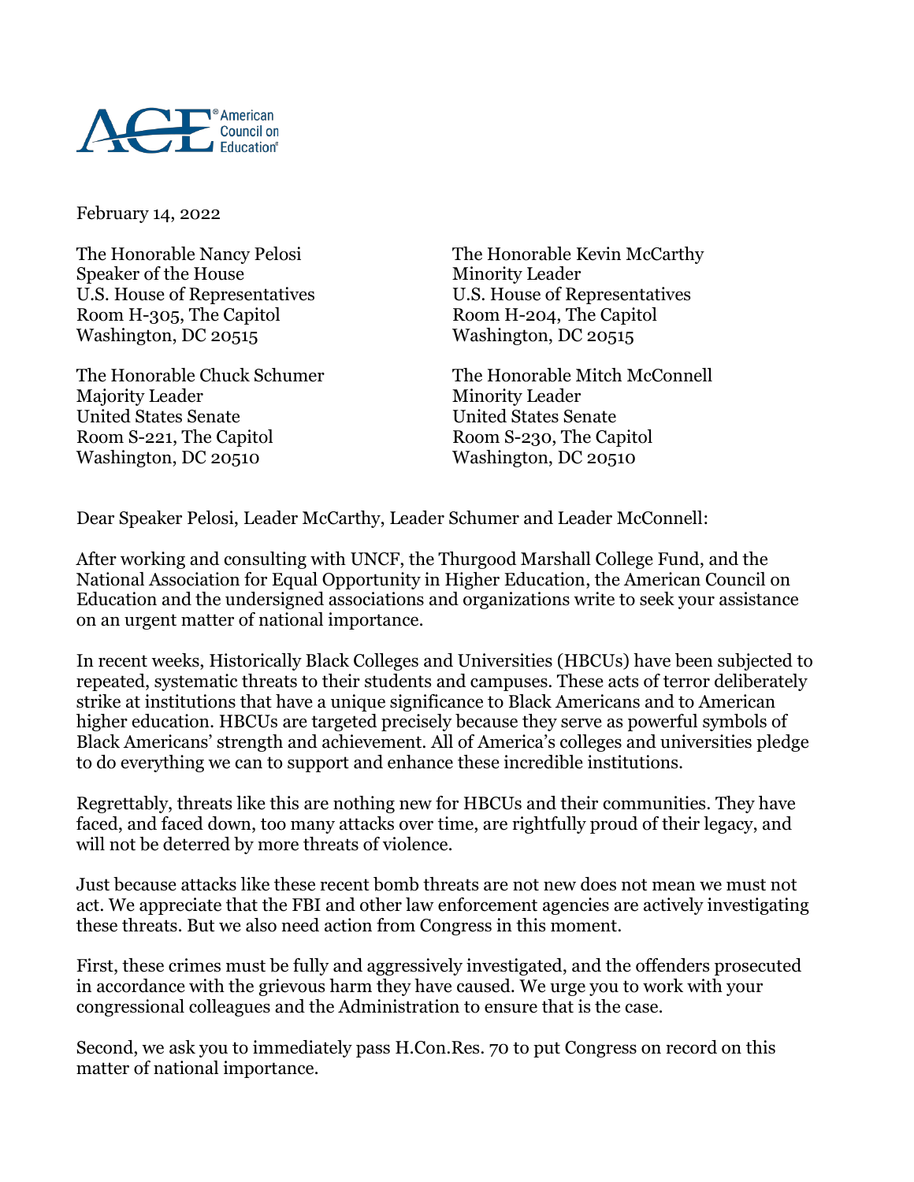February 14, 2022

The Honorable Nancy Pelosi
Speaker of the House
U.S. House of Representatives
Room H-305, The Capitol
Washington, DC 20515

The Honorable Kevin McCarthy
Minority Leader
U.S. House of Representatives
Room H-204, The Capitol
Washington, DC 20515

The Honorable Chuck Schumer
Majority Leader
United States Senate
Room S-221, The Capitol
Washington, DC 20510

The Honorable Mitch McConnell
Minority Leader
United States Senate
Room S-230, The Capitol
Washington, DC 20510

Dear Speaker Pelosi, Leader McCarthy, Leader Schumer and Leader McConnell:

After working and consulting with UNCF, the Thurgood Marshall College Fund, and the National Association for Equal Opportunity in Higher Education, the American Council on Education and the undersigned associations and organizations write to seek your assistance on an urgent matter of national importance.

In recent weeks, Historically Black Colleges and Universities (HBCUs) have been subjected to repeated, systematic threats to their students and campuses. These acts of terror deliberately strike at institutions that have a unique significance to Black Americans and to American higher education. HBCUs are targeted precisely because they serve as powerful symbols of Black Americans' strength and achievement. All of America's colleges and universities pledge to do everything we can to support and enhance these incredible institutions.

Regrettably, threats like this are nothing new for HBCUs and their communities. They have faced, and faced down, too many attacks over time, are rightfully proud of their legacy, and will not be deterred by more threats of violence.

Just because attacks like these recent bomb threats are not new does not mean we must not act. We appreciate that the FBI and other law enforcement agencies are actively investigating these threats. But we also need action from Congress in this moment.

First, these crimes must be fully and aggressively investigated, and the offenders prosecuted in accordance with the grievous harm they have caused. We urge you to work with your congressional colleagues and the Administration to ensure that is the case.

Second, we ask you to immediately pass H.Con.Res. 70 to put Congress on record on this matter of national importance.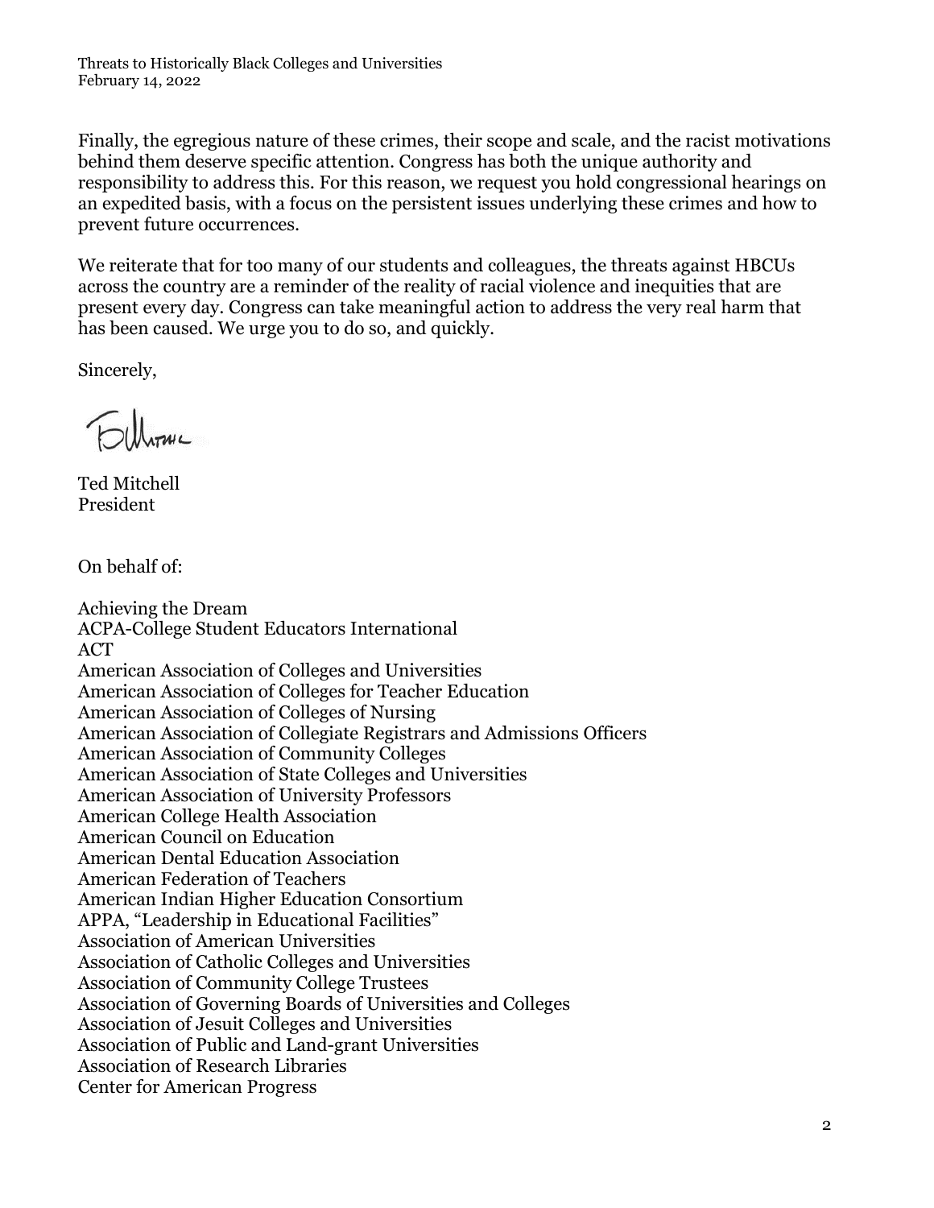Finally, the egregious nature of these crimes, their scope and scale, and the racist motivations behind them deserve specific attention. Congress has both the unique authority and responsibility to address this. For this reason, we request you hold congressional hearings on an expedited basis, with a focus on the persistent issues underlying these crimes and how to prevent future occurrences.

We reiterate that for too many of our students and colleagues, the threats against HBCUs across the country are a reminder of the reality of racial violence and inequities that are present every day. Congress can take meaningful action to address the very real harm that has been caused. We urge you to do so, and quickly.

Sincerely,

Ted Mitchell
President

On behalf of:

Achieving the Dream
ACPA-College Student Educators International
ACT
American Association of Colleges and Universities
American Association of Colleges for Teacher Education
American Association of Colleges of Nursing
American Association of Collegiate Registrars and Admissions Officers
American Association of Community Colleges
American Association of State Colleges and Universities
American Association of University Professors
American College Health Association
American Council on Education
American Dental Education Association
American Federation of Teachers
American Indian Higher Education Consortium
APPA, "Leadership in Educational Facilities"
Association of American Universities
Association of Catholic Colleges and Universities
Association of Community College Trustees
Association of Governing Boards of Universities and Colleges
Association of Jesuit Colleges and Universities
Association of Public and Land-grant Universities
Association of Research Libraries
Center for American Progress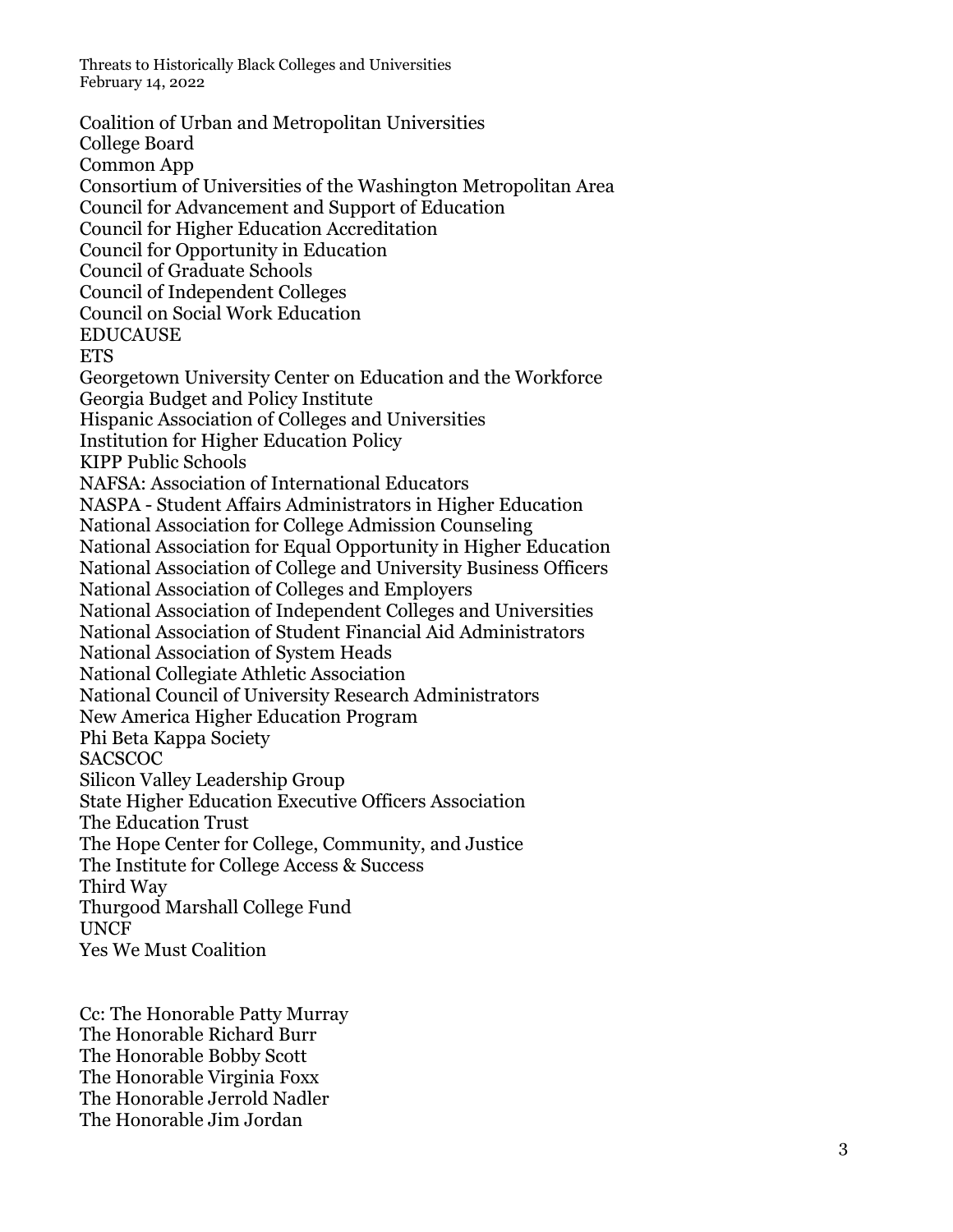Coalition of Urban and Metropolitan Universities
College Board
Common App
Consortium of Universities of the Washington Metropolitan Area
Council for Advancement and Support of Education
Council for Higher Education Accreditation
Council for Opportunity in Education
Council of Graduate Schools
Council of Independent Colleges
Council on Social Work Education
EDUCAUSE
ETS
Georgetown University Center on Education and the Workforce
Georgia Budget and Policy Institute
Hispanic Association of Colleges and Universities
Institution for Higher Education Policy
KIPP Public Schools
NAFSA: Association of International Educators
NASPA - Student Affairs Administrators in Higher Education
National Association for College Admission Counseling
National Association for Equal Opportunity in Higher Education
National Association of College and University Business Officers
National Association of Colleges and Employers
National Association of Independent Colleges and Universities
National Association of Student Financial Aid Administrators
National Association of System Heads
National Collegiate Athletic Association
National Council of University Research Administrators
New America Higher Education Program
Phi Beta Kappa Society
SACSCOC
Silicon Valley Leadership Group
State Higher Education Executive Officers Association
The Education Trust
The Hope Center for College, Community, and Justice
The Institute for College Access & Success
Third Way
Thurgood Marshall College Fund
UNCF
Yes We Must Coalition

Cc: The Honorable Patty Murray
The Honorable Richard Burr
The Honorable Bobby Scott
The Honorable Virginia Foxx
The Honorable Jerrold Nadler
The Honorable Jim Jordan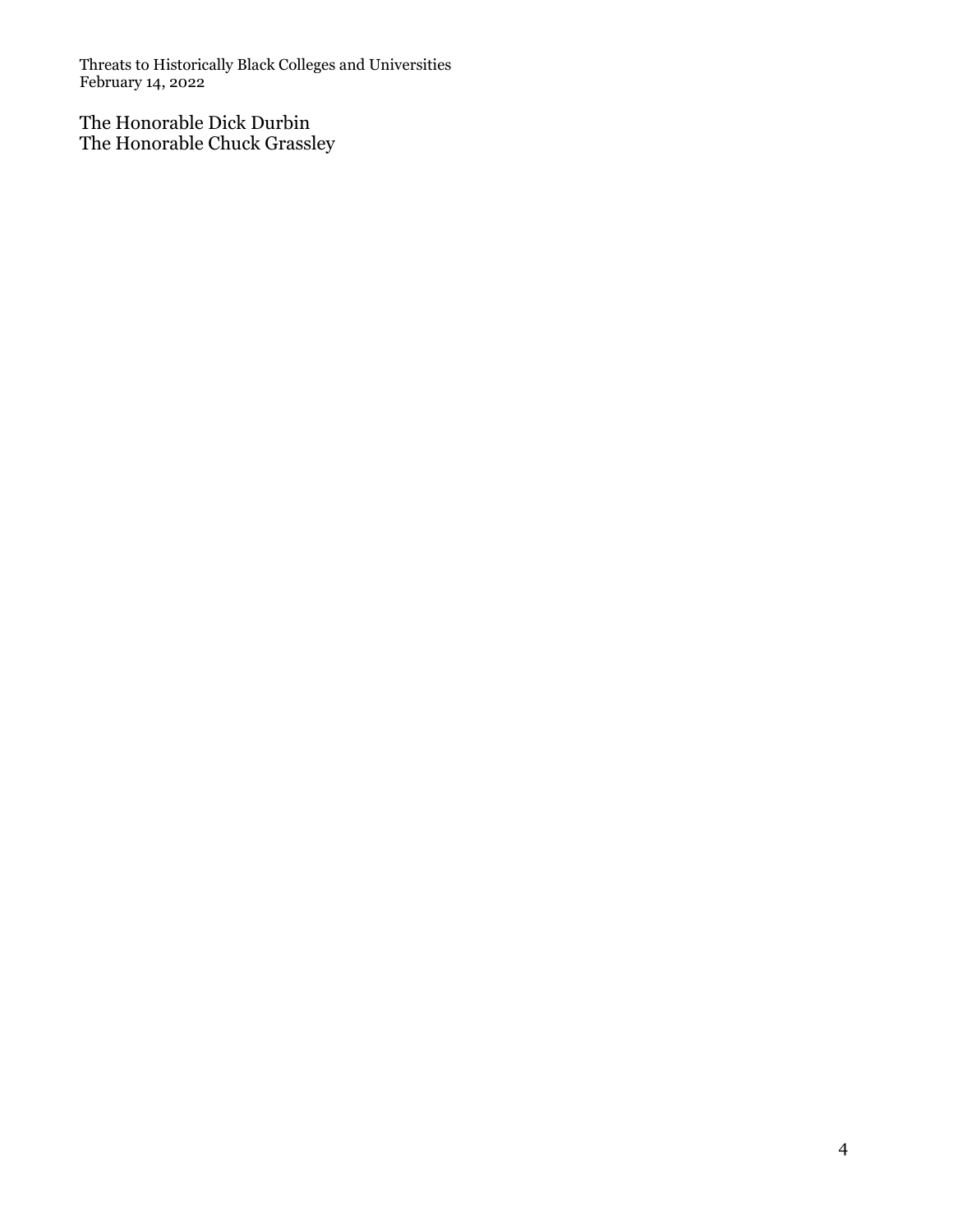The Honorable Dick Durbin
The Honorable Chuck Grassley